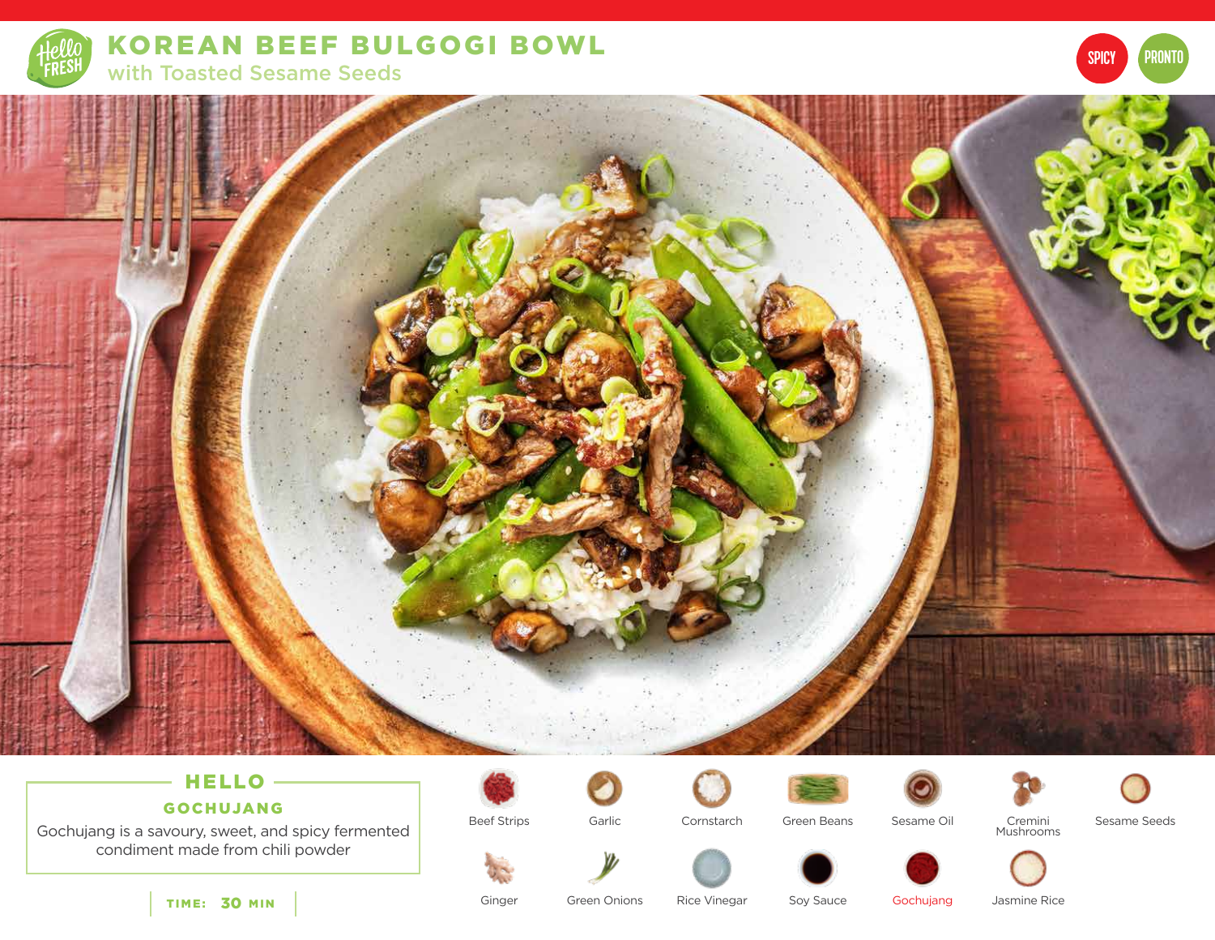# KOREAN BEEF BULGOGI BOWL

## with Toasted Sesame Seeds

SPICY PRONTO

### HELLO GOCHUJANG

Gochujang is a savoury, sweet, and spicy fermented condiment made from chili powder

TIME: 30 MIN

- Beef Strips
- Garlic
- Cornstarch
- Green Beans
- Sesame Oil
- Cremini Mushrooms
- Sesame Seeds
- Ginger
- Green Onions
- Rice Vinegar
- Soy Sauce
- Gochujang
- Jasmine Rice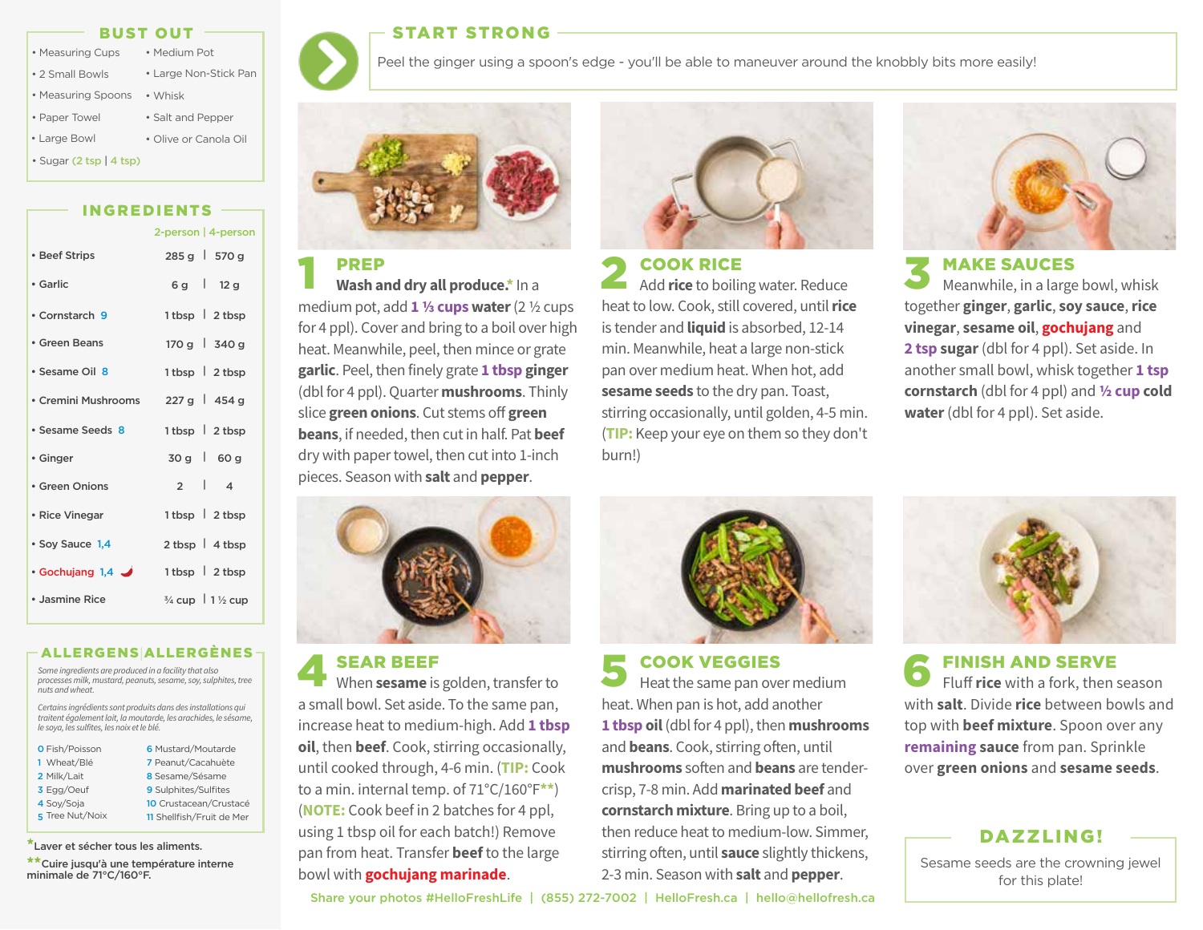## BUST OUT

- Measuring Cups
- 2 Small Bowls
- Measuring Spoons
- Paper Towel
- Large Bowl
- Sugar (2 tsp | 4 tsp)
- Medium Pot
- Large Non-Stick Pan
- Whisk
- Salt and Pepper
- Olive or Canola Oil

## INGREDIENTS

| | 2-person | 4-person |
|---|---|---|
| Beef Strips | 285 g | 570 g |
| Garlic | 6 g | 12 g |
| Cornstarch 9 | 1 tbsp | 2 tbsp |
| Green Beans | 170 g | 340 g |
| Sesame Oil 8 | 1 tbsp | 2 tbsp |
| Cremini Mushrooms | 227 g | 454 g |
| Sesame Seeds 8 | 1 tbsp | 2 tbsp |
| Ginger | 30 g | 60 g |
| Green Onions | 2 | 4 |
| Rice Vinegar | 1 tbsp | 2 tbsp |
| Soy Sauce 1,4 | 2 tbsp | 4 tbsp |
| Gochujang 1,4 | 1 tbsp | 2 tbsp |
| Jasmine Rice | ¾ cup | 1 ½ cup |

## ALLERGENS|ALLERGÈNES

*Some ingredients are produced in a facility that also processes milk, mustard, peanuts, sesame, soy, sulphites, tree nuts and wheat.*

*Certains ingrédients sont produits dans des installations qui traitent également lait, la moutarde, les arachides, le sésame, le soya, les sulfites, les noix et le blé.*

0 Fish/Poisson
1 Wheat/Blé
2 Milk/Lait
3 Egg/Oeuf
4 Soy/Soja
5 Tree Nut/Noix
6 Mustard/Moutarde
7 Peanut/Cacahuète
8 Sesame/Sésame
9 Sulphites/Sulfites
10 Crustacean/Crustacé
11 Shellfish/Fruit de Mer

*Laver et sécher tous les aliments.

**Cuire jusqu'à une température interne minimale de 71°C/160°F.

## START STRONG

Peel the ginger using a spoon's edge - you'll be able to maneuver around the knobbly bits more easily!

## 1 PREP

**Wash and dry all produce.*** In a medium pot, add **1 ⅓ cups water** (2 ½ cups for 4 ppl). Cover and bring to a boil over high heat. Meanwhile, peel, then mince or grate **garlic**. Peel, then finely grate **1 tbsp ginger** (dbl for 4 ppl). Quarter **mushrooms**. Thinly slice **green onions**. Cut stems off **green beans**, if needed, then cut in half. Pat **beef** dry with paper towel, then cut into 1-inch pieces. Season with **salt** and **pepper**.

## 2 COOK RICE

Add **rice** to boiling water. Reduce heat to low. Cook, still covered, until **rice** is tender and **liquid** is absorbed, 12-14 min. Meanwhile, heat a large non-stick pan over medium heat. When hot, add **sesame seeds** to the dry pan. Toast, stirring occasionally, until golden, 4-5 min. (**TIP:** Keep your eye on them so they don't burn!)

## 3 MAKE SAUCES

Meanwhile, in a large bowl, whisk together **ginger**, **garlic**, **soy sauce**, **rice vinegar**, **sesame oil**, **gochujang** and **2 tsp sugar** (dbl for 4 ppl). Set aside. In another small bowl, whisk together **1 tsp cornstarch** (dbl for 4 ppl) and **½ cup cold water** (dbl for 4 ppl). Set aside.

## 4 SEAR BEEF

When **sesame** is golden, transfer to a small bowl. Set aside. To the same pan, increase heat to medium-high. Add **1 tbsp oil**, then **beef**. Cook, stirring occasionally, until cooked through, 4-6 min. (**TIP:** Cook to a min. internal temp. of 71°C/160°F**) (**NOTE:** Cook beef in 2 batches for 4 ppl, using 1 tbsp oil for each batch!) Remove pan from heat. Transfer **beef** to the large bowl with **gochujang marinade**.

## 5 COOK VEGGIES

Heat the same pan over medium heat. When pan is hot, add another **1 tbsp oil** (dbl for 4 ppl), then **mushrooms** and **beans**. Cook, stirring often, until **mushrooms** soften and **beans** are tender-crisp, 7-8 min. Add **marinated beef** and **cornstarch mixture**. Bring up to a boil, then reduce heat to medium-low. Simmer, stirring often, until **sauce** slightly thickens, 2-3 min. Season with **salt** and **pepper**.

## 6 FINISH AND SERVE

Fluff **rice** with a fork, then season with **salt**. Divide **rice** between bowls and top with **beef mixture**. Spoon over any **remaining sauce** from pan. Sprinkle over **green onions** and **sesame seeds**.

## DAZZLING!

Sesame seeds are the crowning jewel for this plate!

Share your photos #HelloFreshLife | (855) 272-7002 | HelloFresh.ca | hello@hellofresh.ca